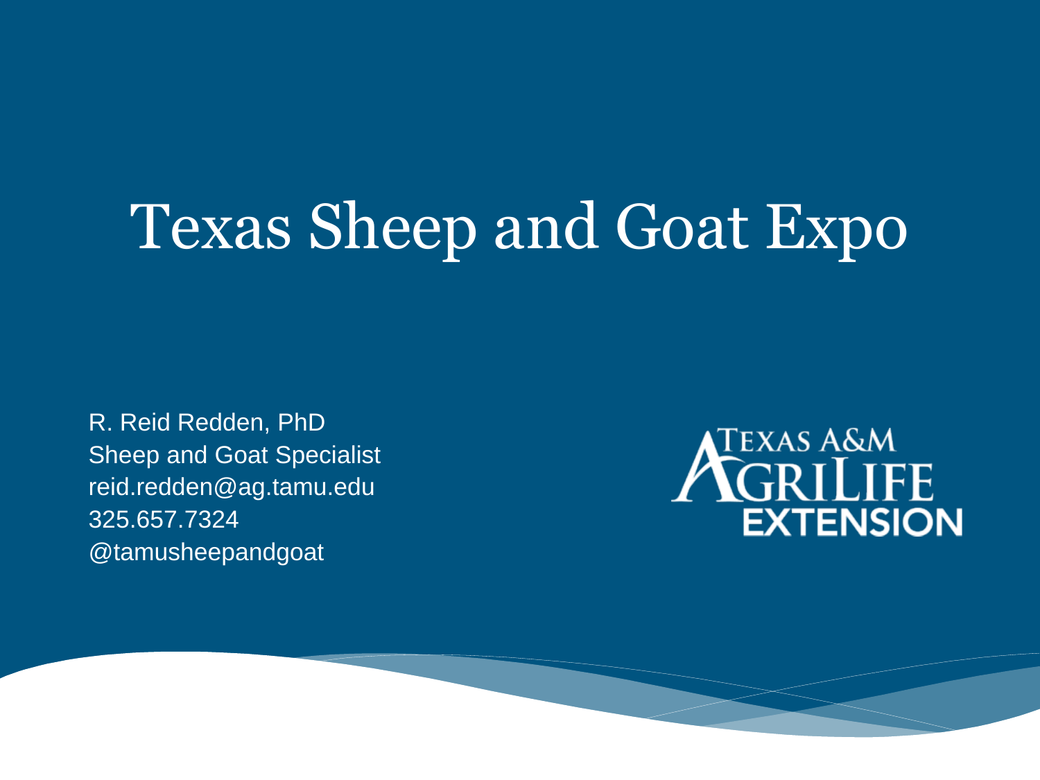# Texas Sheep and Goat Expo

R. Reid Redden, PhD
Sheep and Goat Specialist
reid.redden@ag.tamu.edu
325.657.7324
@tamusheepandgoat

TEXAS A&M AGRILIFE EXTENSION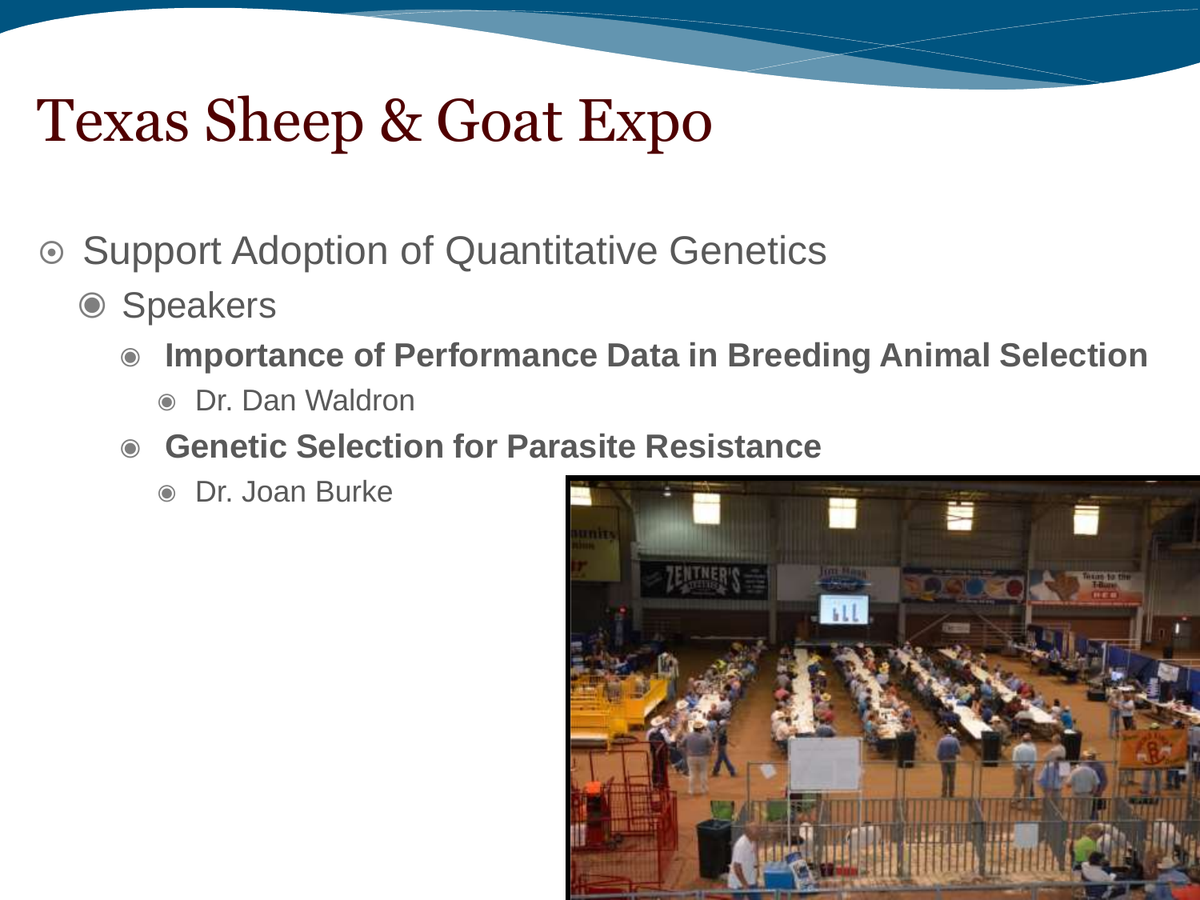# Texas Sheep & Goat Expo

- Support Adoption of Quantitative Genetics
  - Speakers
    - **Importance of Performance Data in Breeding Animal Selection**
      - Dr. Dan Waldron
    - **Genetic Selection for Parasite Resistance**
      - Dr. Joan Burke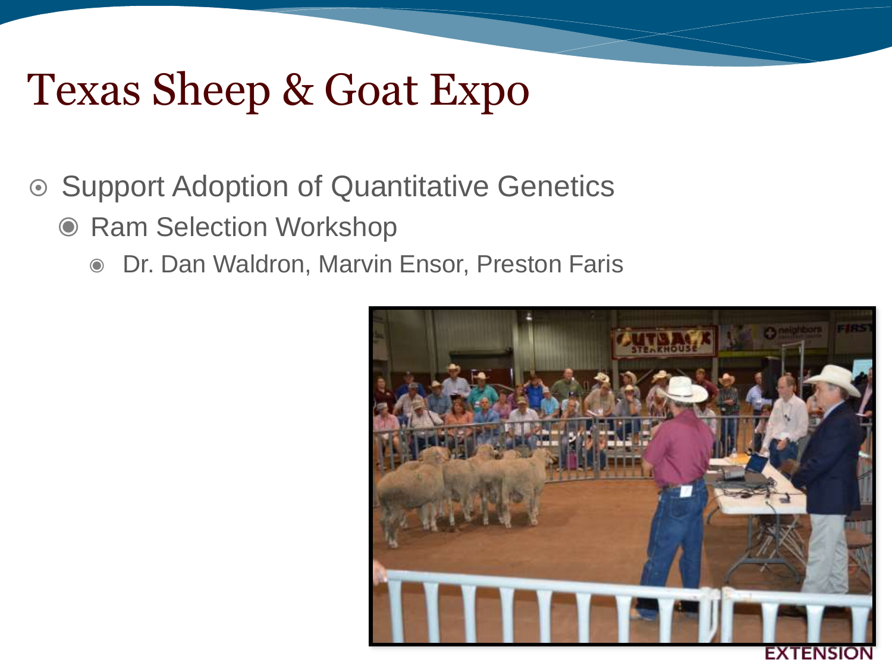# Texas Sheep & Goat Expo

- Support Adoption of Quantitative Genetics
  - Ram Selection Workshop
    - Dr. Dan Waldron, Marvin Ensor, Preston Faris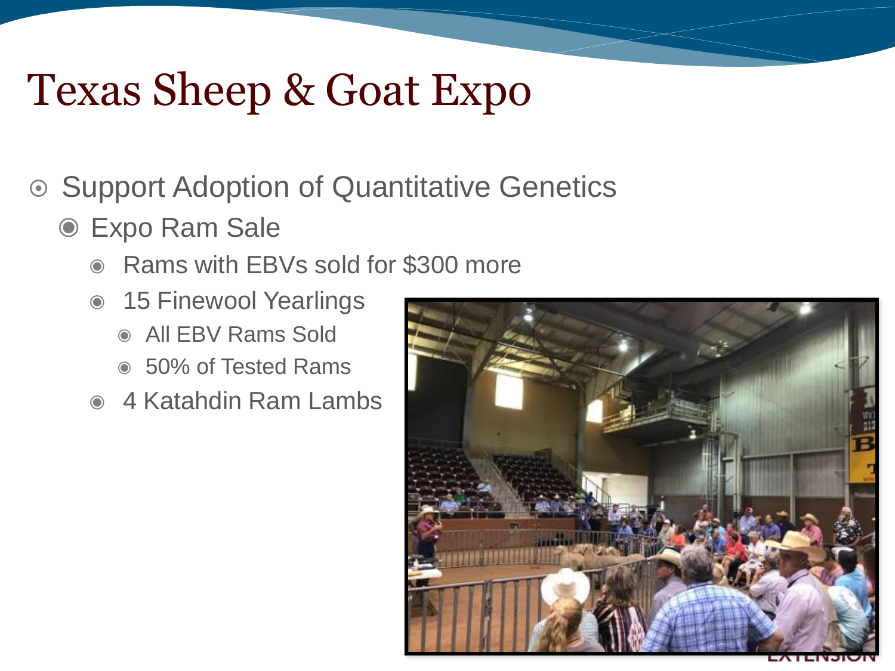# Texas Sheep & Goat Expo

- Support Adoption of Quantitative Genetics
  - Expo Ram Sale
    - Rams with EBVs sold for $300 more
    - 15 Finewool Yearlings
      - All EBV Rams Sold
      - 50% of Tested Rams
    - 4 Katahdin Ram Lambs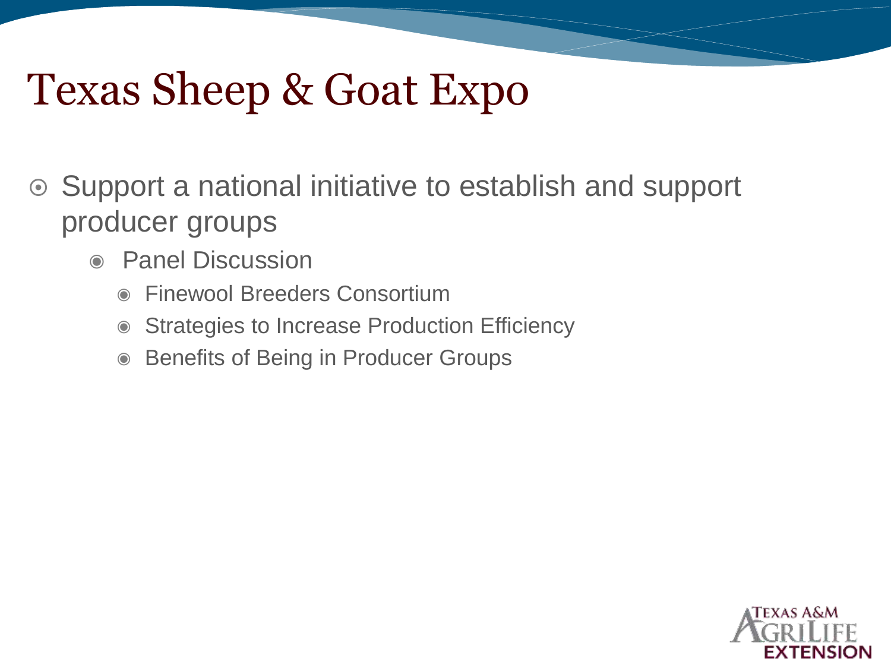# Texas Sheep & Goat Expo

- Support a national initiative to establish and support producer groups
  - Panel Discussion
    - Finewool Breeders Consortium
    - Strategies to Increase Production Efficiency
    - Benefits of Being in Producer Groups

Texas A&M AgriLife Extension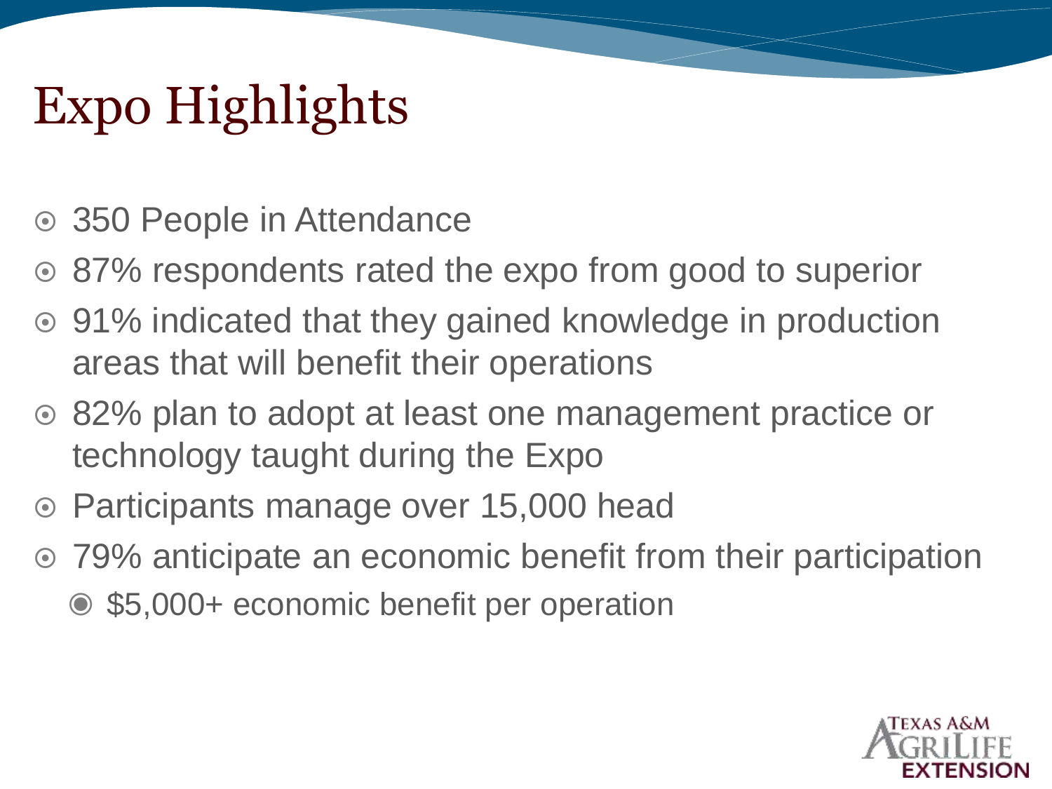# Expo Highlights

- 350 People in Attendance
- 87% respondents rated the expo from good to superior
- 91% indicated that they gained knowledge in production areas that will benefit their operations
- 82% plan to adopt at least one management practice or technology taught during the Expo
- Participants manage over 15,000 head
- 79% anticipate an economic benefit from their participation
  - $5,000+ economic benefit per operation

TEXAS A&M AGRILIFE EXTENSION